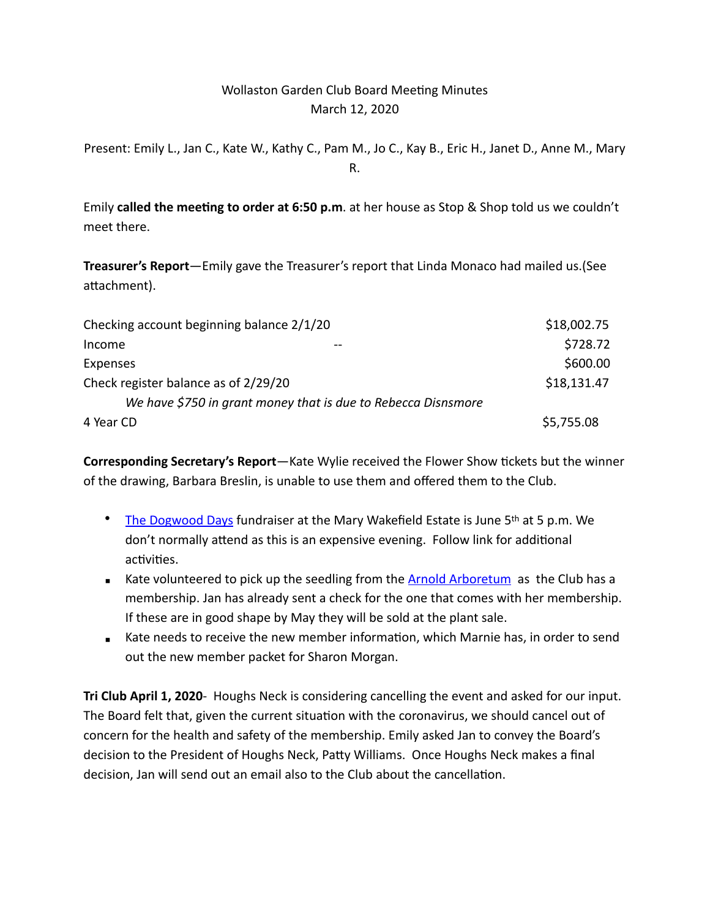Wollaston Garden Club Board Meeting Minutes
March 12, 2020

Present: Emily L., Jan C., Kate W., Kathy C., Pam M., Jo C., Kay B., Eric H., Janet D., Anne M., Mary R.

Emily **called the meeting to order at 6:50 p.m**. at her house as Stop & Shop told us we couldn't meet there.

**Treasurer's Report**—Emily gave the Treasurer's report that Linda Monaco had mailed us.(See attachment).

| | |
|---|---|
| Checking account beginning balance 2/1/20 | $18,002.75 |
| Income -- | $728.72 |
| Expenses | $600.00 |
| Check register balance as of 2/29/20 | $18,131.47 |
| *We have $750 in grant money that is due to Rebecca Disnsmore* | |
| 4 Year CD | $5,755.08 |

**Corresponding Secretary's Report**—Kate Wylie received the Flower Show tickets but the winner of the drawing, Barbara Breslin, is unable to use them and offered them to the Club.

- The Dogwood Days fundraiser at the Mary Wakefield Estate is June 5th at 5 p.m. We don't normally attend as this is an expensive evening. Follow link for additional activities.
- Kate volunteered to pick up the seedling from the Arnold Arboretum as the Club has a membership. Jan has already sent a check for the one that comes with her membership. If these are in good shape by May they will be sold at the plant sale.
- Kate needs to receive the new member information, which Marnie has, in order to send out the new member packet for Sharon Morgan.

**Tri Club April 1, 2020**- Houghs Neck is considering cancelling the event and asked for our input. The Board felt that, given the current situation with the coronavirus, we should cancel out of concern for the health and safety of the membership. Emily asked Jan to convey the Board's decision to the President of Houghs Neck, Patty Williams. Once Houghs Neck makes a final decision, Jan will send out an email also to the Club about the cancellation.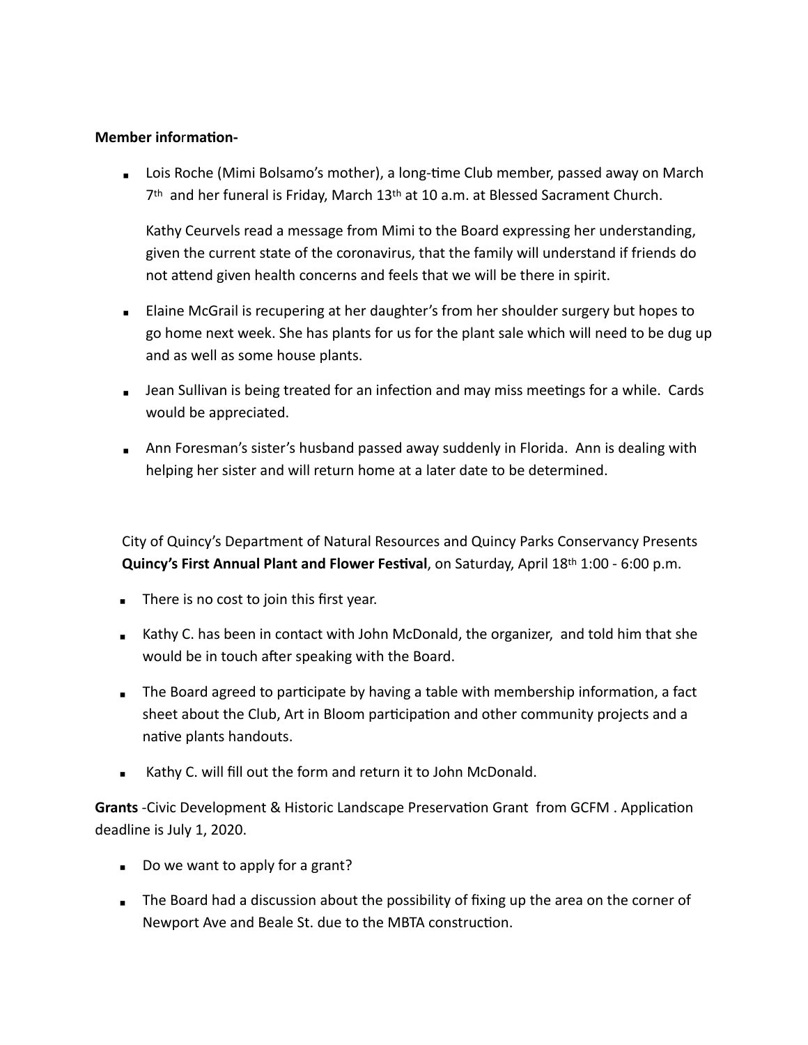**Member information-**

- Lois Roche (Mimi Bolsamo's mother), a long-time Club member, passed away on March 7th and her funeral is Friday, March 13th at 10 a.m. at Blessed Sacrament Church.

  Kathy Ceurvels read a message from Mimi to the Board expressing her understanding, given the current state of the coronavirus, that the family will understand if friends do not attend given health concerns and feels that we will be there in spirit.

- Elaine McGrail is recupering at her daughter's from her shoulder surgery but hopes to go home next week. She has plants for us for the plant sale which will need to be dug up and as well as some house plants.
- Jean Sullivan is being treated for an infection and may miss meetings for a while. Cards would be appreciated.
- Ann Foresman's sister's husband passed away suddenly in Florida. Ann is dealing with helping her sister and will return home at a later date to be determined.

City of Quincy's Department of Natural Resources and Quincy Parks Conservancy Presents **Quincy's First Annual Plant and Flower Festival**, on Saturday, April 18th 1:00 - 6:00 p.m.

- There is no cost to join this first year.
- Kathy C. has been in contact with John McDonald, the organizer, and told him that she would be in touch after speaking with the Board.
- The Board agreed to participate by having a table with membership information, a fact sheet about the Club, Art in Bloom participation and other community projects and a native plants handouts.
- Kathy C. will fill out the form and return it to John McDonald.

**Grants** -Civic Development & Historic Landscape Preservation Grant from GCFM . Application deadline is July 1, 2020.

- Do we want to apply for a grant?
- The Board had a discussion about the possibility of fixing up the area on the corner of Newport Ave and Beale St. due to the MBTA construction.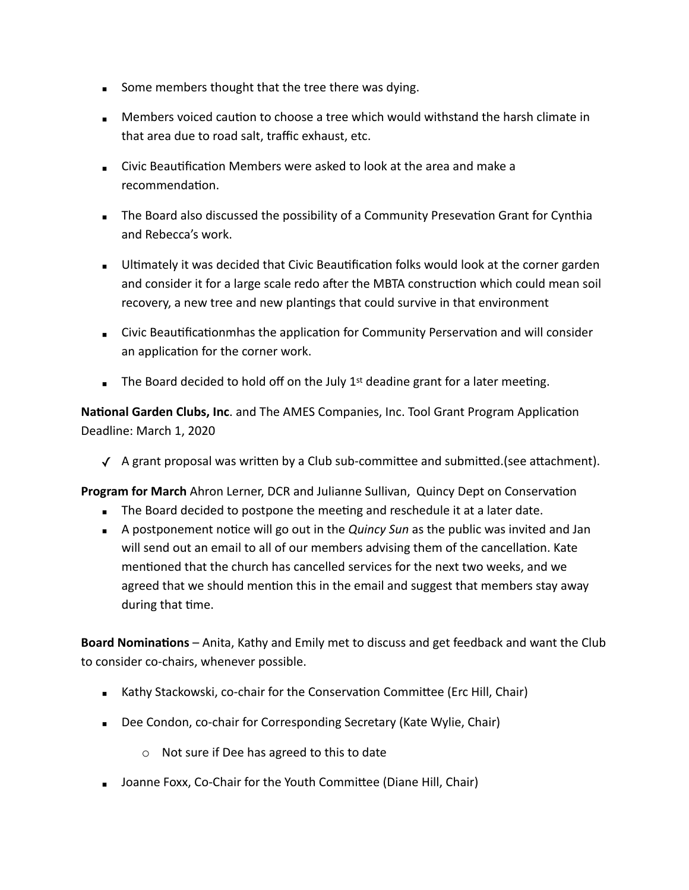- Some members thought that the tree there was dying.
- Members voiced caution to choose a tree which would withstand the harsh climate in that area due to road salt, traffic exhaust, etc.
- Civic Beautification Members were asked to look at the area and make a recommendation.
- The Board also discussed the possibility of a Community Presevation Grant for Cynthia and Rebecca's work.
- Ultimately it was decided that Civic Beautification folks would look at the corner garden and consider it for a large scale redo after the MBTA construction which could mean soil recovery, a new tree and new plantings that could survive in that environment
- Civic Beautificationmhas the application for Community Perservation and will consider an application for the corner work.
- The Board decided to hold off on the July 1st deadine grant for a later meeting.

**National Garden Clubs, Inc**. and The AMES Companies, Inc. Tool Grant Program Application Deadline: March 1, 2020

- ✓ A grant proposal was written by a Club sub-committee and submitted.(see attachment).

**Program for March** Ahron Lerner, DCR and Julianne Sullivan, Quincy Dept on Conservation

- The Board decided to postpone the meeting and reschedule it at a later date.
- A postponement notice will go out in the *Quincy Sun* as the public was invited and Jan will send out an email to all of our members advising them of the cancellation. Kate mentioned that the church has cancelled services for the next two weeks, and we agreed that we should mention this in the email and suggest that members stay away during that time.

**Board Nominations** – Anita, Kathy and Emily met to discuss and get feedback and want the Club to consider co-chairs, whenever possible.

- Kathy Stackowski, co-chair for the Conservation Committee (Erc Hill, Chair)
- Dee Condon, co-chair for Corresponding Secretary (Kate Wylie, Chair)
  - Not sure if Dee has agreed to this to date
- Joanne Foxx, Co-Chair for the Youth Committee (Diane Hill, Chair)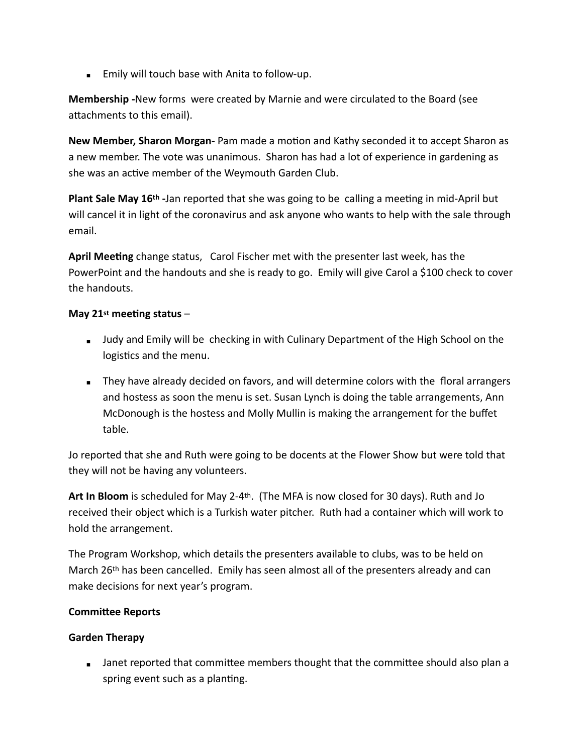- Emily will touch base with Anita to follow-up.

**Membership -**New forms were created by Marnie and were circulated to the Board (see attachments to this email).

**New Member, Sharon Morgan-** Pam made a motion and Kathy seconded it to accept Sharon as a new member. The vote was unanimous. Sharon has had a lot of experience in gardening as she was an active member of the Weymouth Garden Club.

**Plant Sale May 16th -**Jan reported that she was going to be calling a meeting in mid-April but will cancel it in light of the coronavirus and ask anyone who wants to help with the sale through email.

**April Meeting** change status, Carol Fischer met with the presenter last week, has the PowerPoint and the handouts and she is ready to go. Emily will give Carol a $100 check to cover the handouts.

**May 21st meeting status** –

- Judy and Emily will be checking in with Culinary Department of the High School on the logistics and the menu.
- They have already decided on favors, and will determine colors with the floral arrangers and hostess as soon the menu is set. Susan Lynch is doing the table arrangements, Ann McDonough is the hostess and Molly Mullin is making the arrangement for the buffet table.

Jo reported that she and Ruth were going to be docents at the Flower Show but were told that they will not be having any volunteers.

**Art In Bloom** is scheduled for May 2-4th. (The MFA is now closed for 30 days). Ruth and Jo received their object which is a Turkish water pitcher. Ruth had a container which will work to hold the arrangement.

The Program Workshop, which details the presenters available to clubs, was to be held on March 26th has been cancelled. Emily has seen almost all of the presenters already and can make decisions for next year's program.

**Committee Reports**

**Garden Therapy**

- Janet reported that committee members thought that the committee should also plan a spring event such as a planting.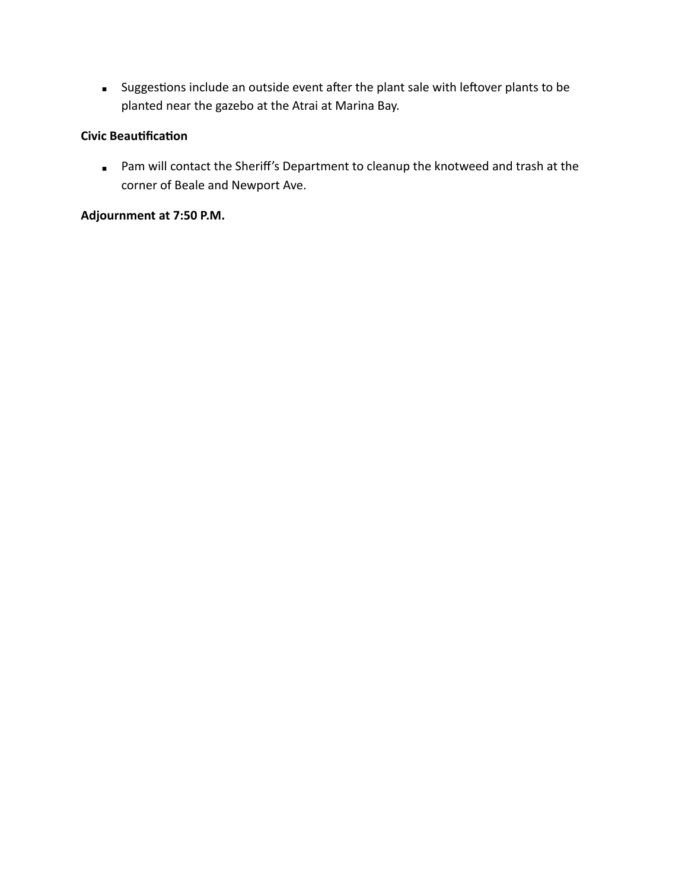- Suggestions include an outside event after the plant sale with leftover plants to be planted near the gazebo at the Atrai at Marina Bay.

**Civic Beautification**

- Pam will contact the Sheriff's Department to cleanup the knotweed and trash at the corner of Beale and Newport Ave.

**Adjournment at 7:50 P.M.**